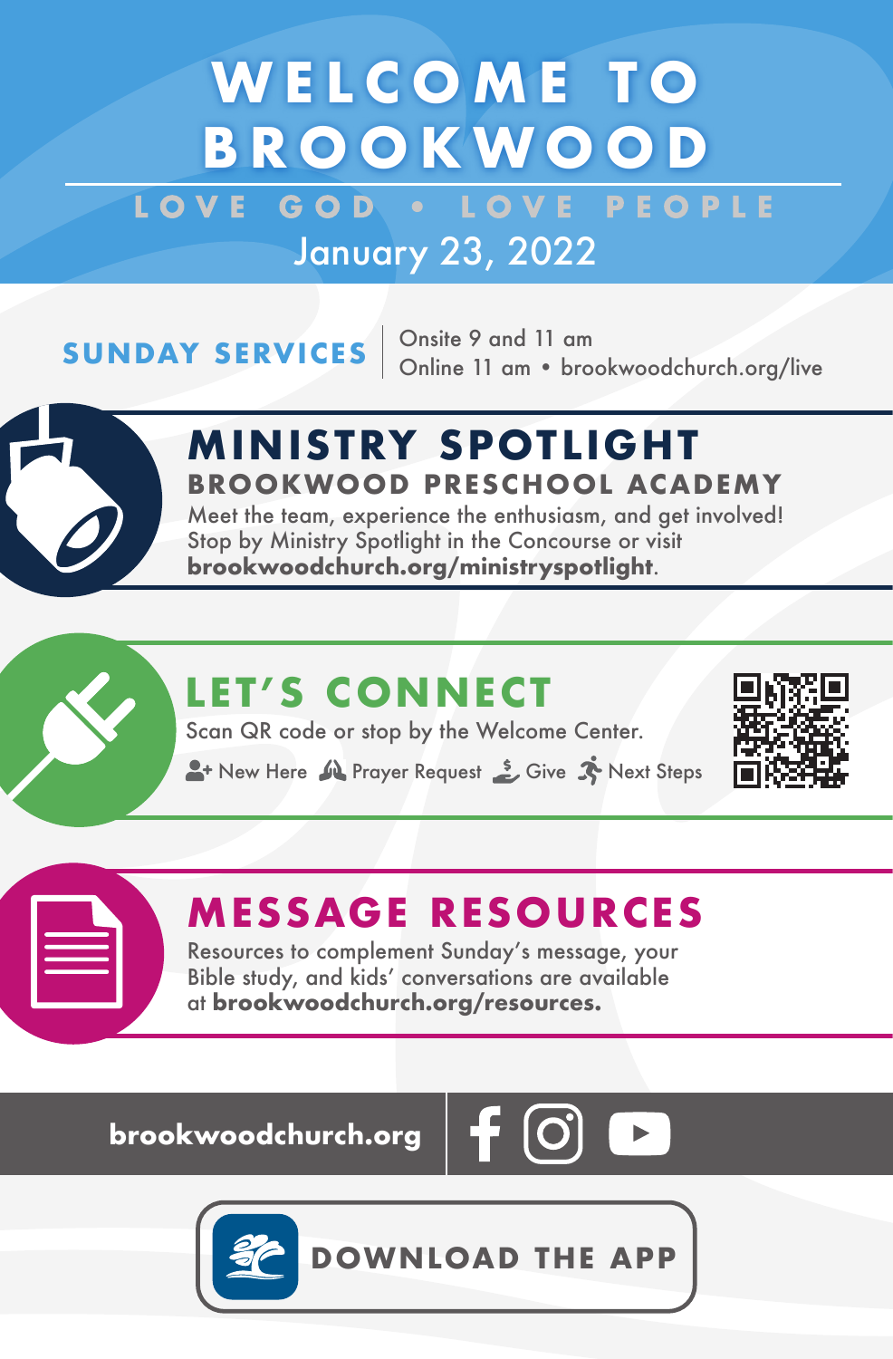# WELCOME TO BROOKWOOD

LOVE GOD • LOVE PEOPLE

January 23, 2022

**SUNDAY SERVICES**

Onsite 9 and 11 am
Online 11 am • brookwoodchurch.org/live

## MINISTRY SPOTLIGHT

### BROOKWOOD PRESCHOOL ACADEMY

Meet the team, experience the enthusiasm, and get involved! Stop by Ministry Spotlight in the Concourse or visit **brookwoodchurch.org/ministryspotlight**.

## LET'S CONNECT

Scan QR code or stop by the Welcome Center.

New Here • Prayer Request • Give • Next Steps

## MESSAGE RESOURCES

Resources to complement Sunday's message, your Bible study, and kids' conversations are available at **brookwoodchurch.org/resources.**

**brookwoodchurch.org**

**DOWNLOAD THE APP**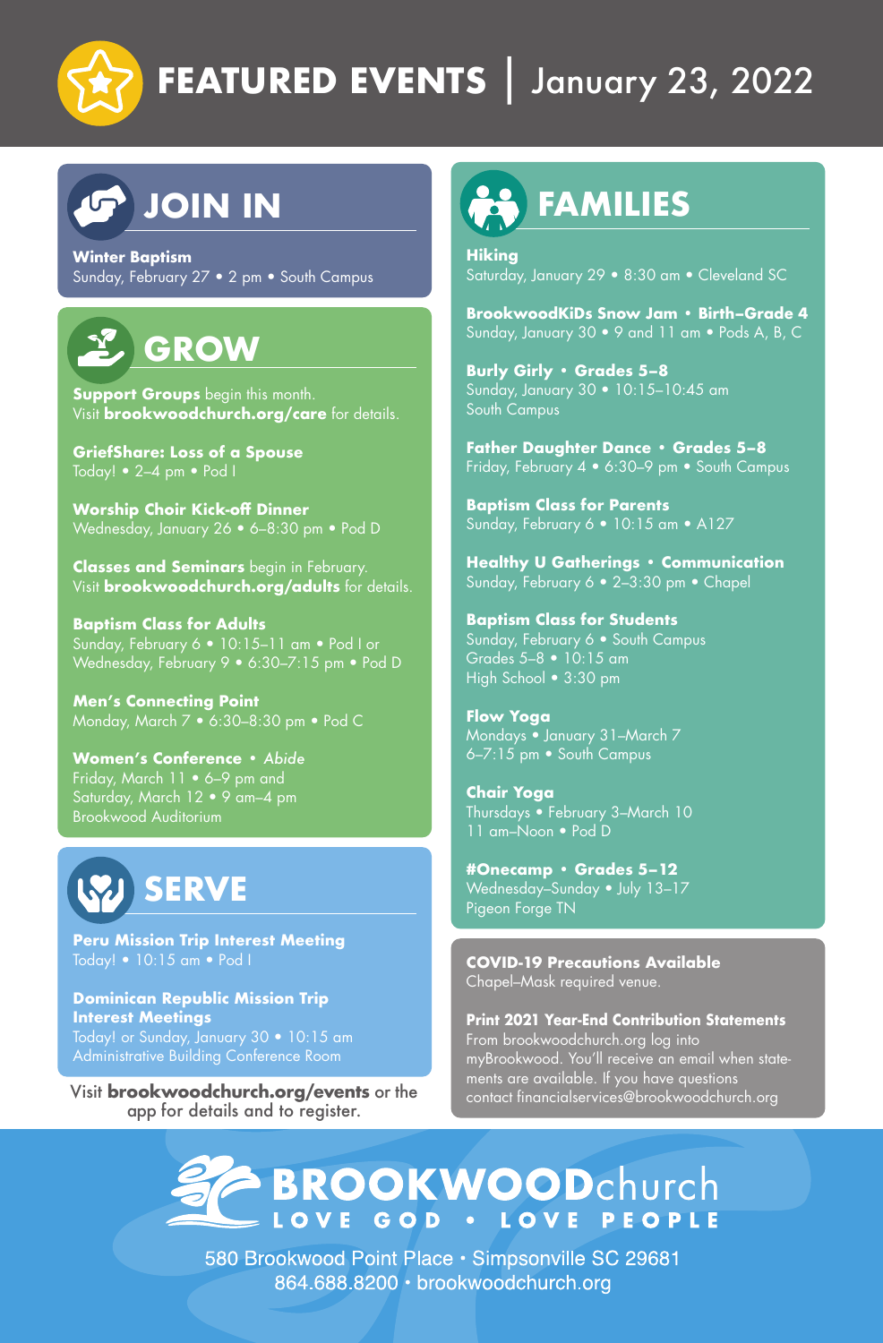# FEATURED EVENTS | January 23, 2022

## JOIN IN

**Winter Baptism**
Sunday, February 27 • 2 pm • South Campus

## GROW

**Support Groups** begin this month.
Visit **brookwoodchurch.org/care** for details.

**GriefShare: Loss of a Spouse**
Today! • 2–4 pm • Pod I

**Worship Choir Kick-off Dinner**
Wednesday, January 26 • 6–8:30 pm • Pod D

**Classes and Seminars** begin in February.
Visit **brookwoodchurch.org/adults** for details.

**Baptism Class for Adults**
Sunday, February 6 • 10:15–11 am • Pod I or
Wednesday, February 9 • 6:30–7:15 pm • Pod D

**Men's Connecting Point**
Monday, March 7 • 6:30–8:30 pm • Pod C

**Women's Conference • *Abide***
Friday, March 11 • 6–9 pm and
Saturday, March 12 • 9 am–4 pm
Brookwood Auditorium

## SERVE

**Peru Mission Trip Interest Meeting**
Today! • 10:15 am • Pod I

**Dominican Republic Mission Trip Interest Meetings**
Today! or Sunday, January 30 • 10:15 am
Administrative Building Conference Room

Visit **brookwoodchurch.org/events** or the app for details and to register.

## FAMILIES

**Hiking**
Saturday, January 29 • 8:30 am • Cleveland SC

**BrookwoodKiDs Snow Jam • Birth–Grade 4**
Sunday, January 30 • 9 and 11 am • Pods A, B, C

**Burly Girly • Grades 5–8**
Sunday, January 30 • 10:15–10:45 am
South Campus

**Father Daughter Dance • Grades 5–8**
Friday, February 4 • 6:30–9 pm • South Campus

**Baptism Class for Parents**
Sunday, February 6 • 10:15 am • A127

**Healthy U Gatherings • Communication**
Sunday, February 6 • 2–3:30 pm • Chapel

**Baptism Class for Students**
Sunday, February 6 • South Campus
Grades 5–8 • 10:15 am
High School • 3:30 pm

**Flow Yoga**
Mondays • January 31–March 7
6–7:15 pm • South Campus

**Chair Yoga**
Thursdays • February 3–March 10
11 am–Noon • Pod D

**#Onecamp • Grades 5–12**
Wednesday–Sunday • July 13–17
Pigeon Forge TN

**COVID-19 Precautions Available**
Chapel–Mask required venue.

**Print 2021 Year-End Contribution Statements**
From brookwoodchurch.org log into myBrookwood. You'll receive an email when statements are available. If you have questions contact financialservices@brookwoodchurch.org

**BROOKWOOD**church
LOVE GOD • LOVE PEOPLE

580 Brookwood Point Place • Simpsonville SC 29681
864.688.8200 • brookwoodchurch.org